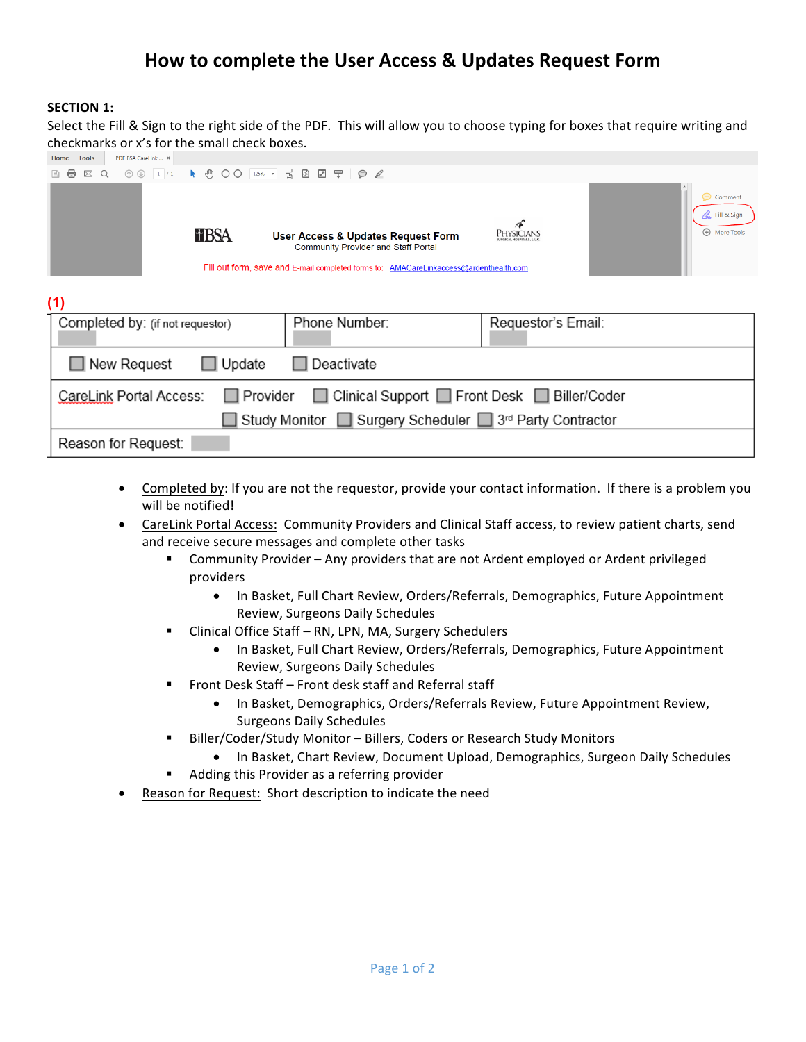# How to complete the User Access & Updates Request Form

**SECTION 1:**

Select the Fill & Sign to the right side of the PDF. This will allow you to choose typing for boxes that require writing and checkmarks or x's for the small check boxes.

Home Tools PDF BSA CareLink ...

BSA **User Access & Updates Request Form** Community Provider and Staff Portal PHYSICIANS

Fill out form, save and E-mail completed forms to: AMACareLinkaccess@ardenthealth.com

Comment
Fill & Sign
More Tools

**(1)**

| Completed by: (if not requestor) | Phone Number: | Requestor's Email: |
|---|---|---|
| ☐ New Request ☐ Update ☐ Deactivate | | |
| CareLink Portal Access: ☐ Provider ☐ Clinical Support ☐ Front Desk ☐ Biller/Coder ☐ Study Monitor ☐ Surgery Scheduler ☐ 3rd Party Contractor | | |
| Reason for Request: | | |

- Completed by: If you are not the requestor, provide your contact information. If there is a problem you will be notified!
- CareLink Portal Access: Community Providers and Clinical Staff access, to review patient charts, send and receive secure messages and complete other tasks
  - Community Provider – Any providers that are not Ardent employed or Ardent privileged providers
    - In Basket, Full Chart Review, Orders/Referrals, Demographics, Future Appointment Review, Surgeons Daily Schedules
  - Clinical Office Staff – RN, LPN, MA, Surgery Schedulers
    - In Basket, Full Chart Review, Orders/Referrals, Demographics, Future Appointment Review, Surgeons Daily Schedules
  - Front Desk Staff – Front desk staff and Referral staff
    - In Basket, Demographics, Orders/Referrals Review, Future Appointment Review, Surgeons Daily Schedules
  - Biller/Coder/Study Monitor – Billers, Coders or Research Study Monitors
    - In Basket, Chart Review, Document Upload, Demographics, Surgeon Daily Schedules
  - Adding this Provider as a referring provider
- Reason for Request: Short description to indicate the need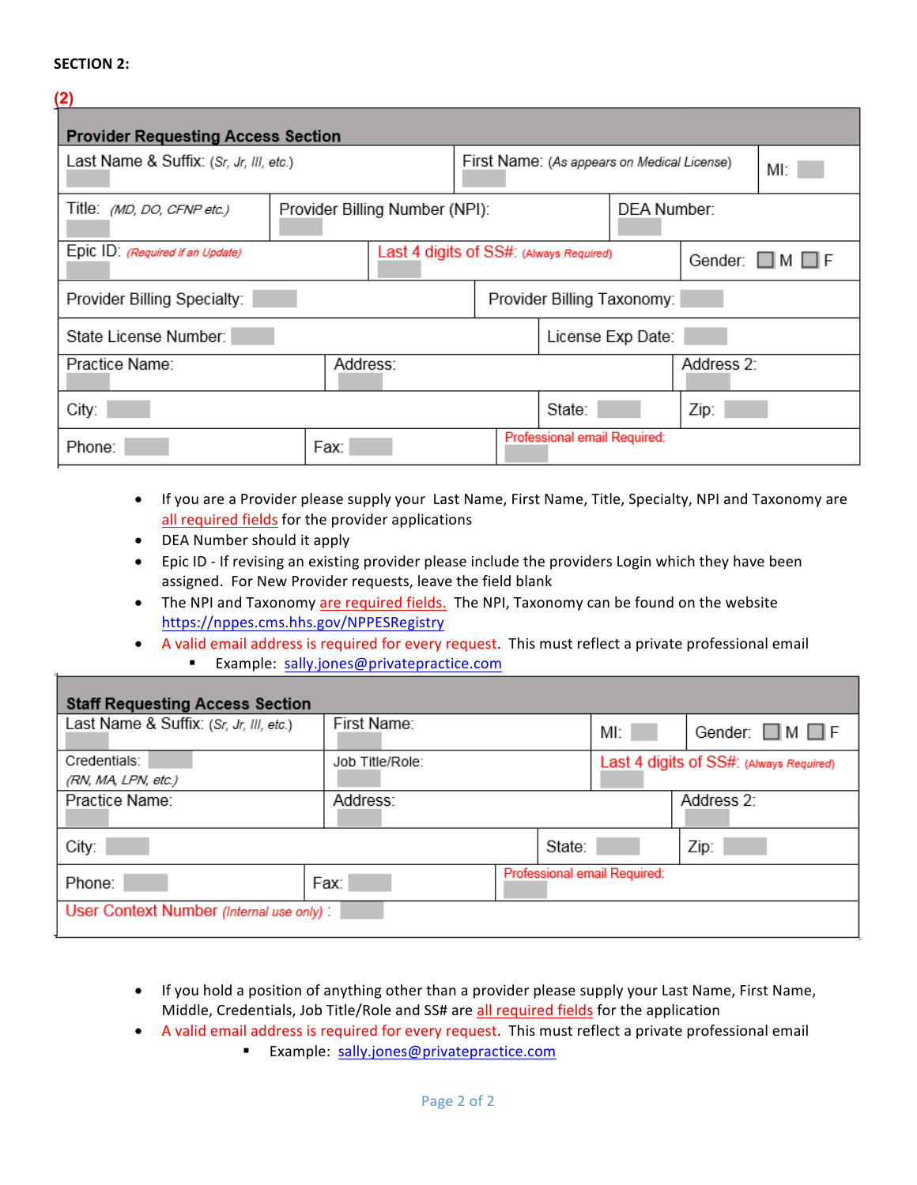**SECTION 2:**

**(2)**

| Provider Requesting Access Section | | | |
|---|---|---|---|
| Last Name & Suffix: *(Sr, Jr, III, etc.)* | First Name: *(As appears on Medical License)* | MI: | |
| Title: *(MD, DO, CFNP etc.)* | Provider Billing Number (NPI): | DEA Number: | |
| Epic ID: *(Required if an Update)* | Last 4 digits of SS#: *(Always Required)* | Gender: ☐ M ☐ F | |
| Provider Billing Specialty: | Provider Billing Taxonomy: | | |
| State License Number: | License Exp Date: | | |
| Practice Name: | Address: | Address 2: | |
| City: | State: | Zip: | |
| Phone: | Fax: | Professional email Required: | |

- If you are a Provider please supply your Last Name, First Name, Title, Specialty, NPI and Taxonomy are all required fields for the provider applications
- DEA Number should it apply
- Epic ID - If revising an existing provider please include the providers Login which they have been assigned. For New Provider requests, leave the field blank
- The NPI and Taxonomy are required fields. The NPI, Taxonomy can be found on the website https://nppes.cms.hhs.gov/NPPESRegistry
- A valid email address is required for every request. This must reflect a private professional email
  - Example: sally.jones@privatepractice.com

| Staff Requesting Access Section | | | |
|---|---|---|---|
| Last Name & Suffix: *(Sr, Jr, III, etc.)* | First Name: | MI: | Gender: ☐ M ☐ F |
| Credentials: *(RN, MA, LPN, etc.)* | Job Title/Role: | Last 4 digits of SS#: *(Always Required)* | |
| Practice Name: | Address: | Address 2: | |
| City: | State: | Zip: | |
| Phone: | Fax: | Professional email Required: | |
| User Context Number *(Internal use only)* : | | | |

- If you hold a position of anything other than a provider please supply your Last Name, First Name, Middle, Credentials, Job Title/Role and SS# are all required fields for the application
- A valid email address is required for every request. This must reflect a private professional email
  - Example: sally.jones@privatepractice.com